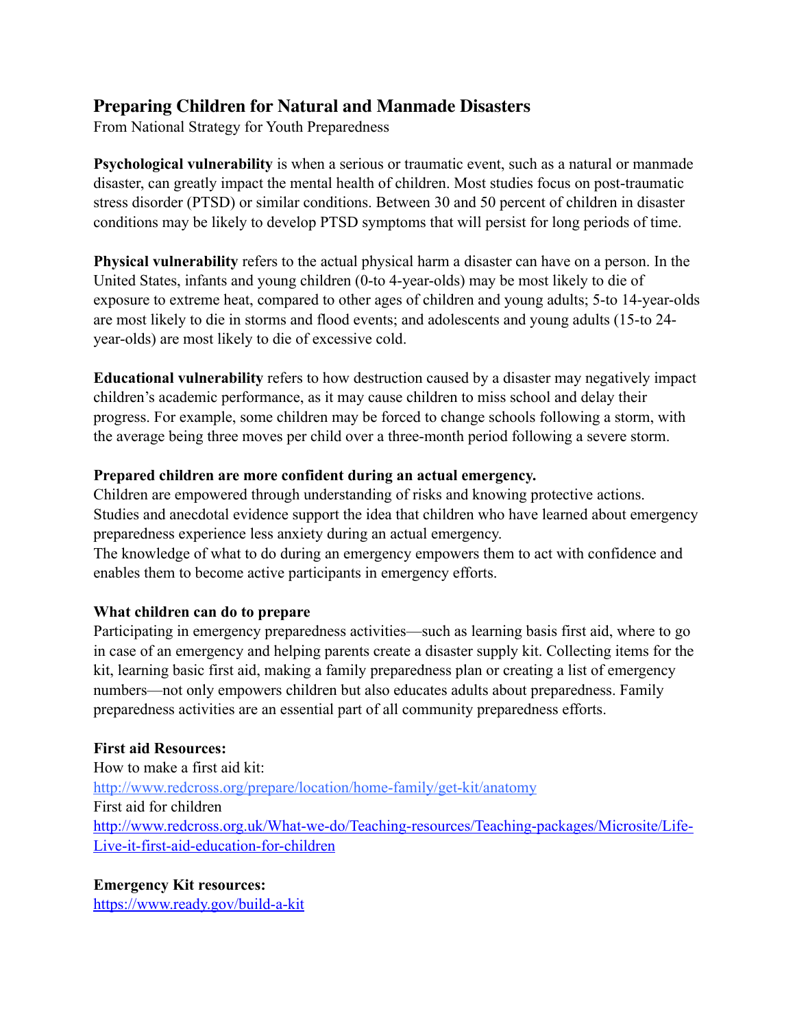## Preparing Children for Natural and Manmade Disasters

From National Strategy for Youth Preparedness

**Psychological vulnerability** is when a serious or traumatic event, such as a natural or manmade disaster, can greatly impact the mental health of children. Most studies focus on post-traumatic stress disorder (PTSD) or similar conditions. Between 30 and 50 percent of children in disaster conditions may be likely to develop PTSD symptoms that will persist for long periods of time.

**Physical vulnerability** refers to the actual physical harm a disaster can have on a person. In the United States, infants and young children (0-to 4-year-olds) may be most likely to die of exposure to extreme heat, compared to other ages of children and young adults; 5-to 14-year-olds are most likely to die in storms and flood events; and adolescents and young adults (15-to 24-year-olds) are most likely to die of excessive cold.

**Educational vulnerability** refers to how destruction caused by a disaster may negatively impact children's academic performance, as it may cause children to miss school and delay their progress. For example, some children may be forced to change schools following a storm, with the average being three moves per child over a three-month period following a severe storm.

**Prepared children are more confident during an actual emergency.**

Children are empowered through understanding of risks and knowing protective actions. Studies and anecdotal evidence support the idea that children who have learned about emergency preparedness experience less anxiety during an actual emergency.

The knowledge of what to do during an emergency empowers them to act with confidence and enables them to become active participants in emergency efforts.

**What children can do to prepare**

Participating in emergency preparedness activities—such as learning basis first aid, where to go in case of an emergency and helping parents create a disaster supply kit. Collecting items for the kit, learning basic first aid, making a family preparedness plan or creating a list of emergency numbers—not only empowers children but also educates adults about preparedness. Family preparedness activities are an essential part of all community preparedness efforts.

**First aid Resources:**

How to make a first aid kit:
http://www.redcross.org/prepare/location/home-family/get-kit/anatomy

First aid for children
http://www.redcross.org.uk/What-we-do/Teaching-resources/Teaching-packages/Microsite/Life-Live-it-first-aid-education-for-children

**Emergency Kit resources:**

https://www.ready.gov/build-a-kit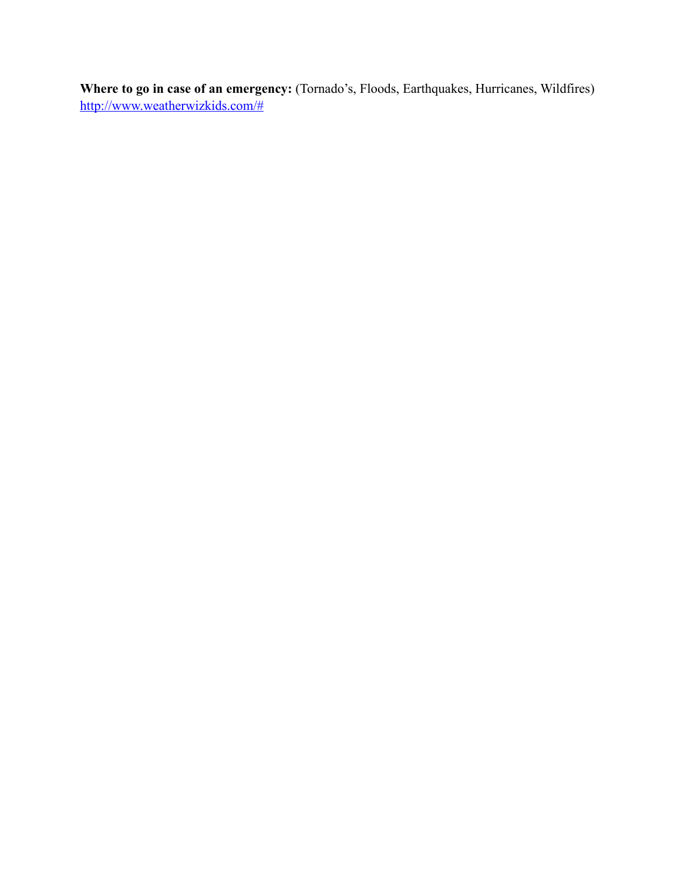**Where to go in case of an emergency:** (Tornado's, Floods, Earthquakes, Hurricanes, Wildfires)
http://www.weatherwizkids.com/#